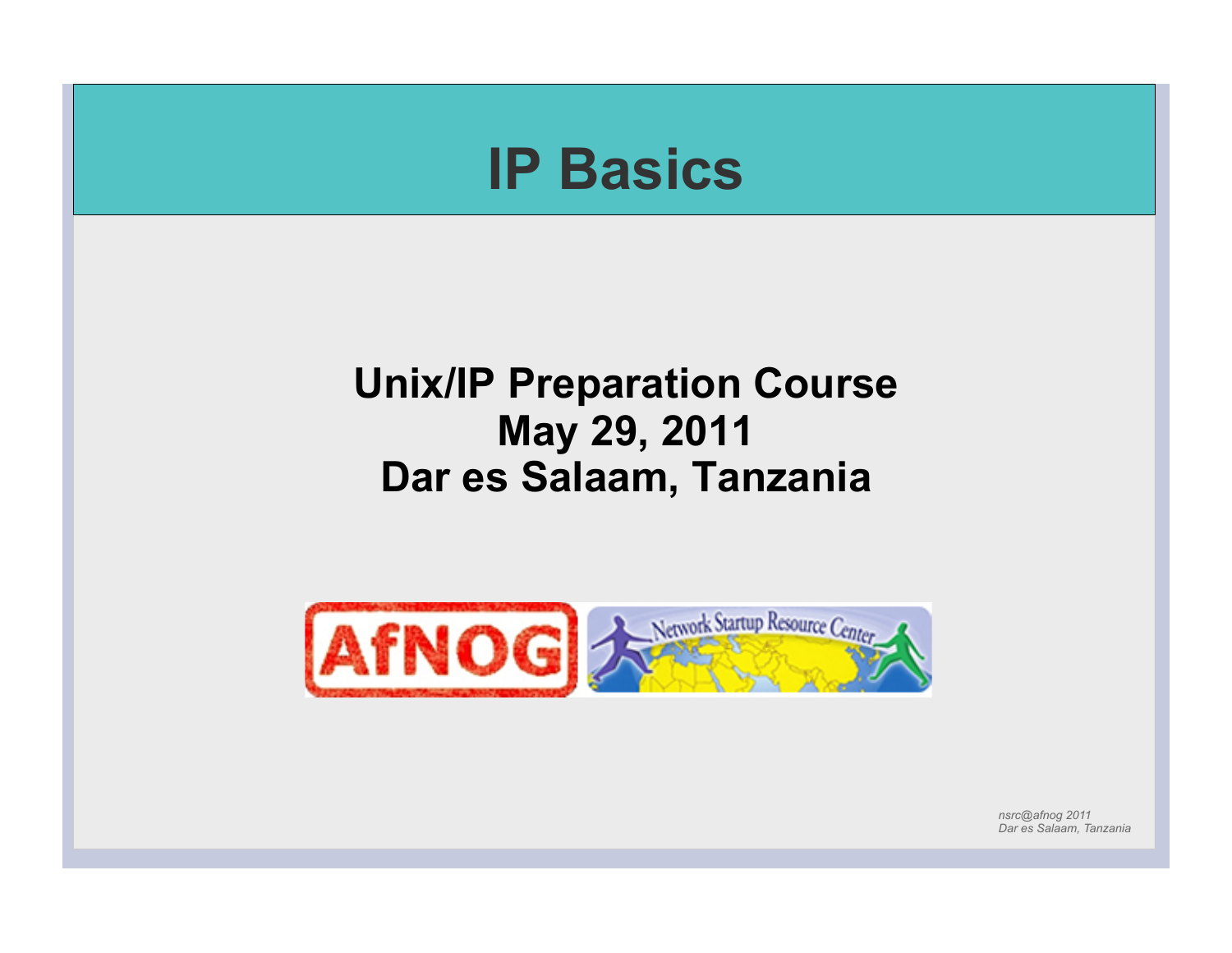# IP Basics

**Unix/IP Preparation Course**
**May 29, 2011**
**Dar es Salaam, Tanzania**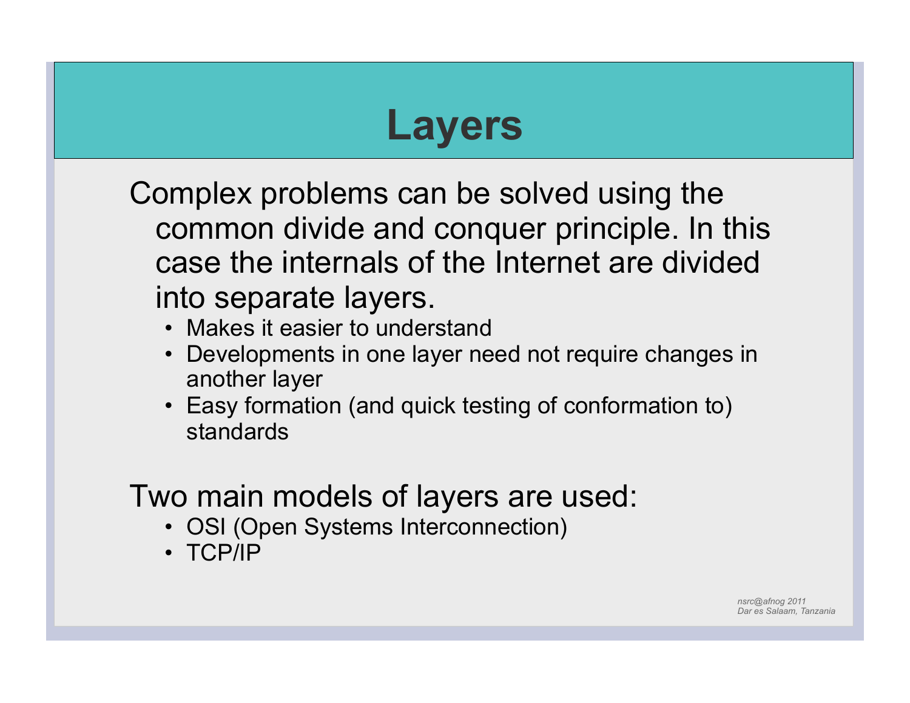# Layers

Complex problems can be solved using the common divide and conquer principle. In this case the internals of the Internet are divided into separate layers.

- Makes it easier to understand
- Developments in one layer need not require changes in another layer
- Easy formation (and quick testing of conformation to) standards

Two main models of layers are used:

- OSI (Open Systems Interconnection)
- TCP/IP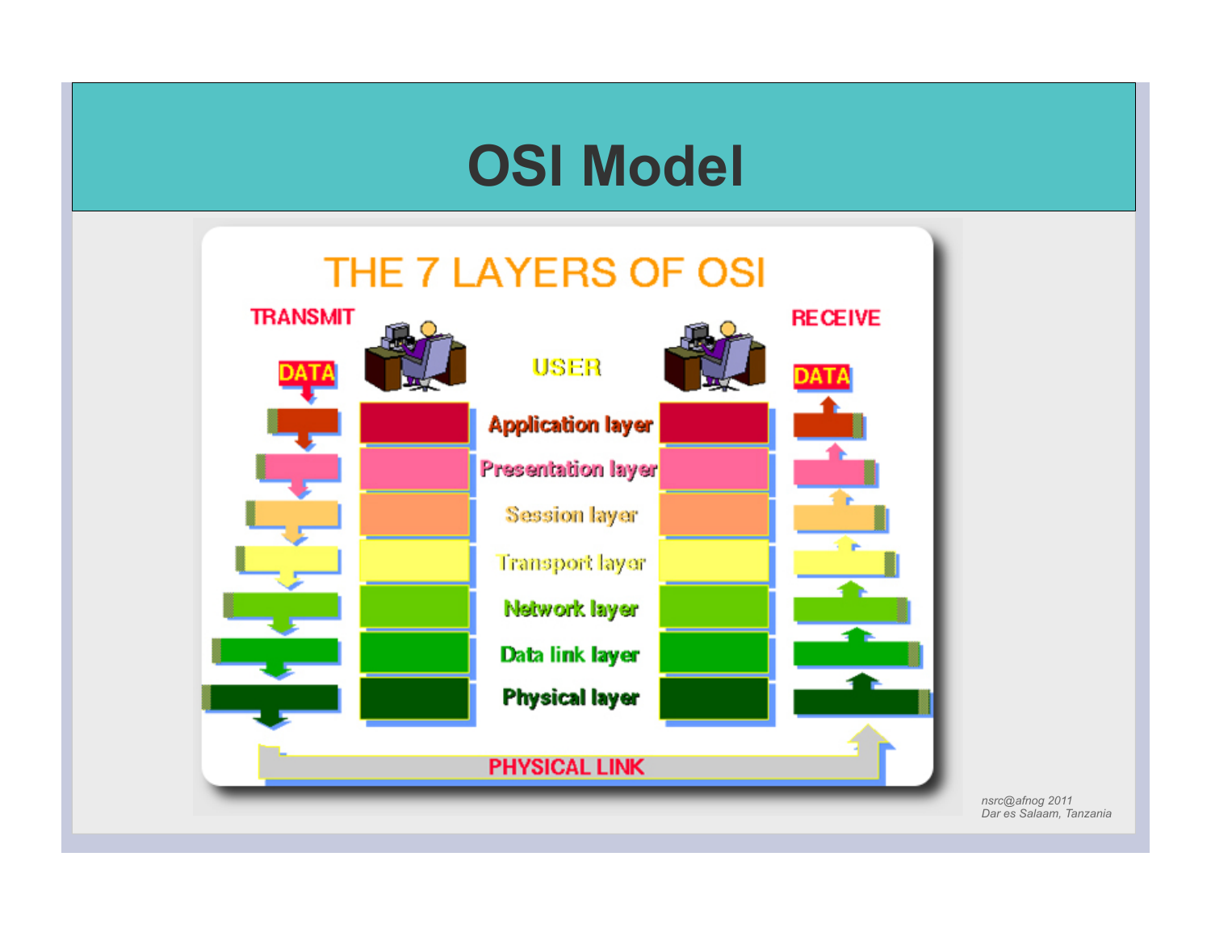# OSI Model

THE 7 LAYERS OF OSI

TRANSMIT

RECEIVE

DATA

USER

DATA

Application layer

Presentation layer

Session layer

Transport layer

Network layer

Data link layer

Physical layer

PHYSICAL LINK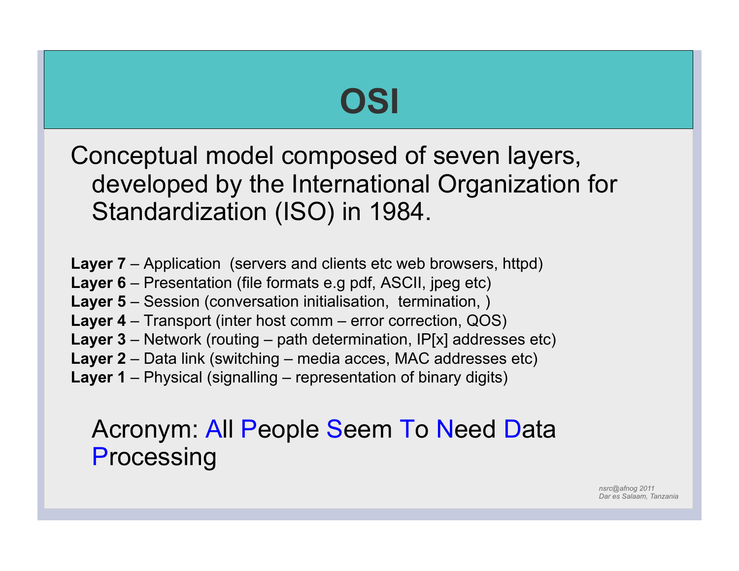# OSI

Conceptual model composed of seven layers, developed by the International Organization for Standardization (ISO) in 1984.

**Layer 7** – Application (servers and clients etc web browsers, httpd)
**Layer 6** – Presentation (file formats e.g pdf, ASCII, jpeg etc)
**Layer 5** – Session (conversation initialisation, termination, )
**Layer 4** – Transport (inter host comm – error correction, QOS)
**Layer 3** – Network (routing – path determination, IP[x] addresses etc)
**Layer 2** – Data link (switching – media acces, MAC addresses etc)
**Layer 1** – Physical (signalling – representation of binary digits)

Acronym: All People Seem To Need Data Processing

*nsrc@afnog 2011*
*Dar es Salaam, Tanzania*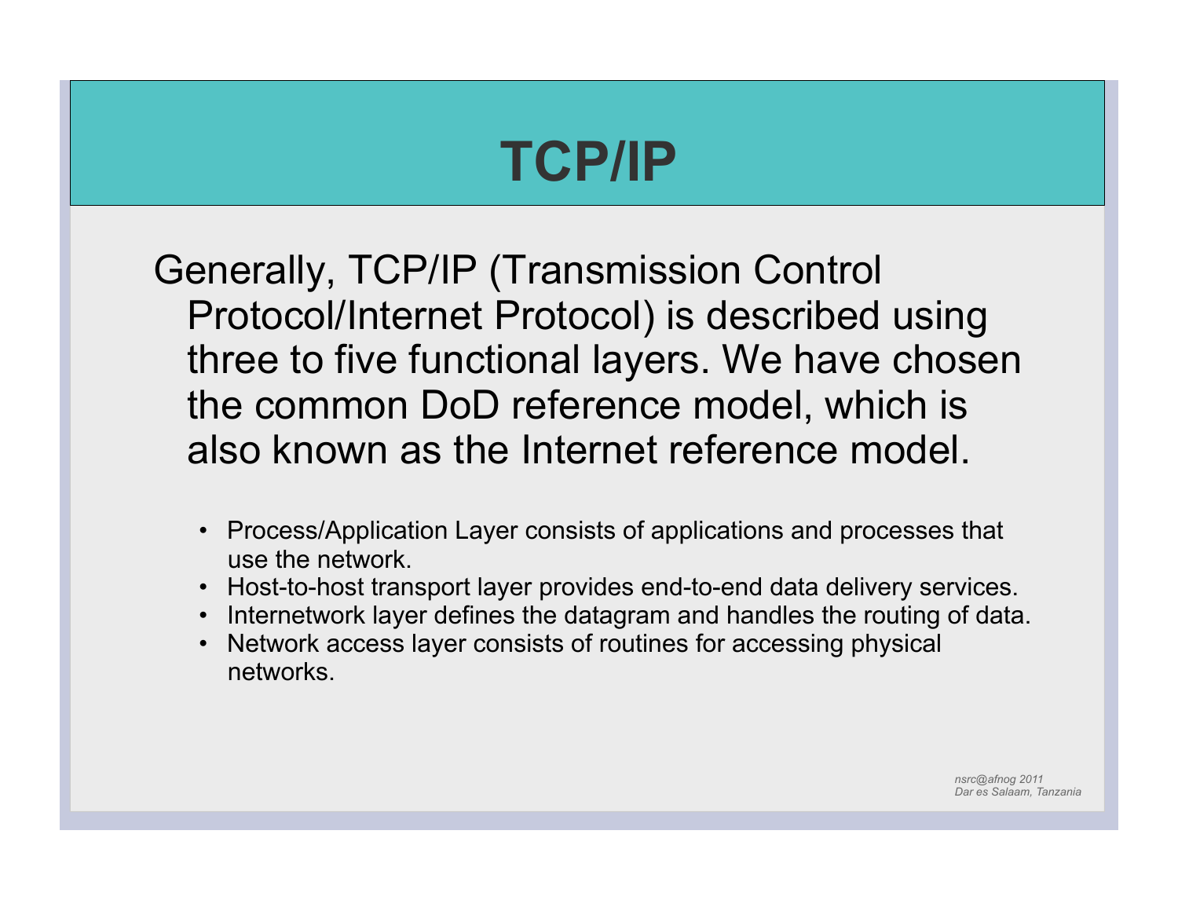# TCP/IP

Generally, TCP/IP (Transmission Control Protocol/Internet Protocol) is described using three to five functional layers. We have chosen the common DoD reference model, which is also known as the Internet reference model.

- Process/Application Layer consists of applications and processes that use the network.
- Host-to-host transport layer provides end-to-end data delivery services.
- Internetwork layer defines the datagram and handles the routing of data.
- Network access layer consists of routines for accessing physical networks.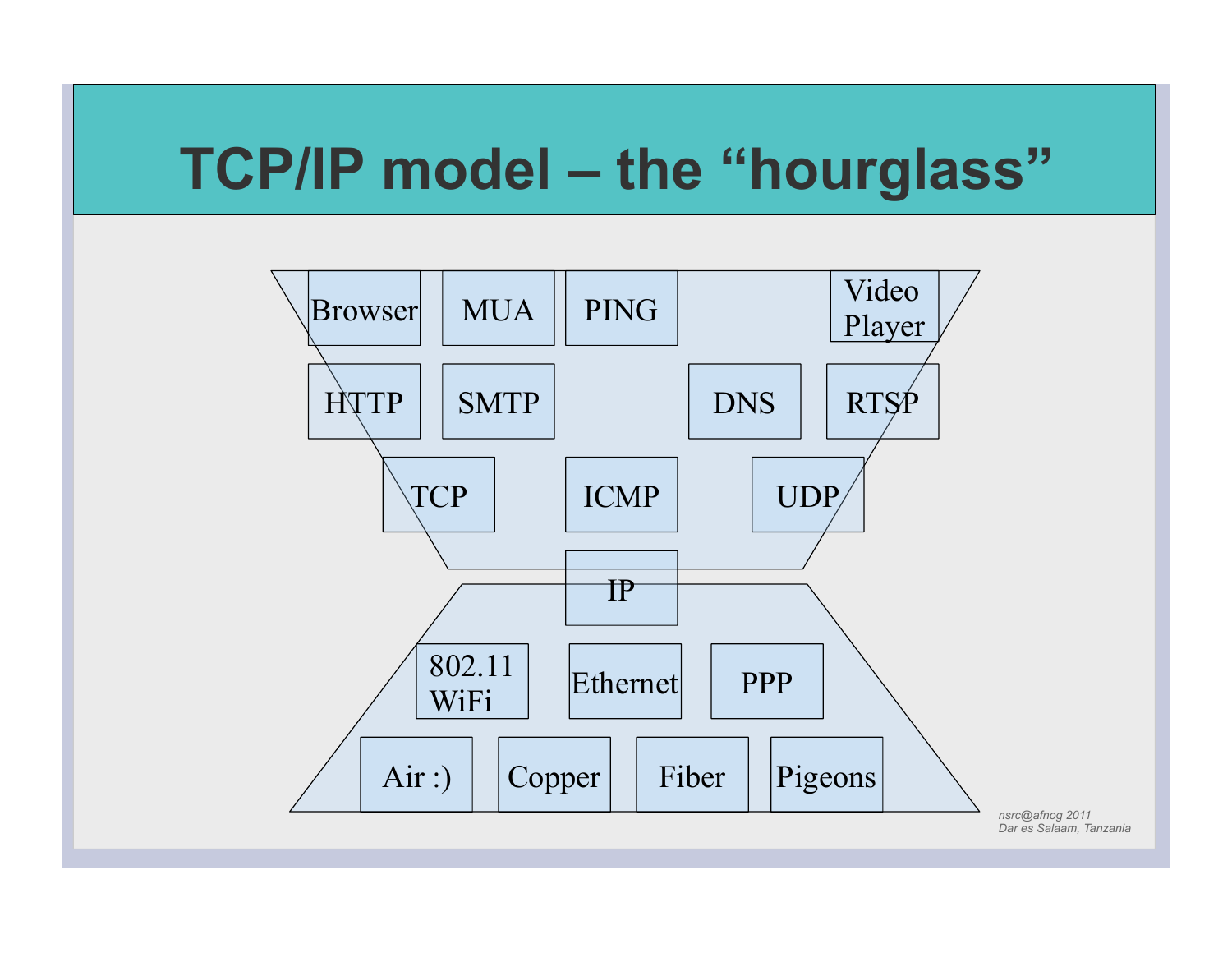# TCP/IP model – the "hourglass"

Browser | MUA | PING | Video Player

HTTP | SMTP | DNS | RTSP

TCP | ICMP | UDP

IP

802.11 WiFi | Ethernet | PPP

Air :) | Copper | Fiber | Pigeons

*nsrc@afnog 2011*
*Dar es Salaam, Tanzania*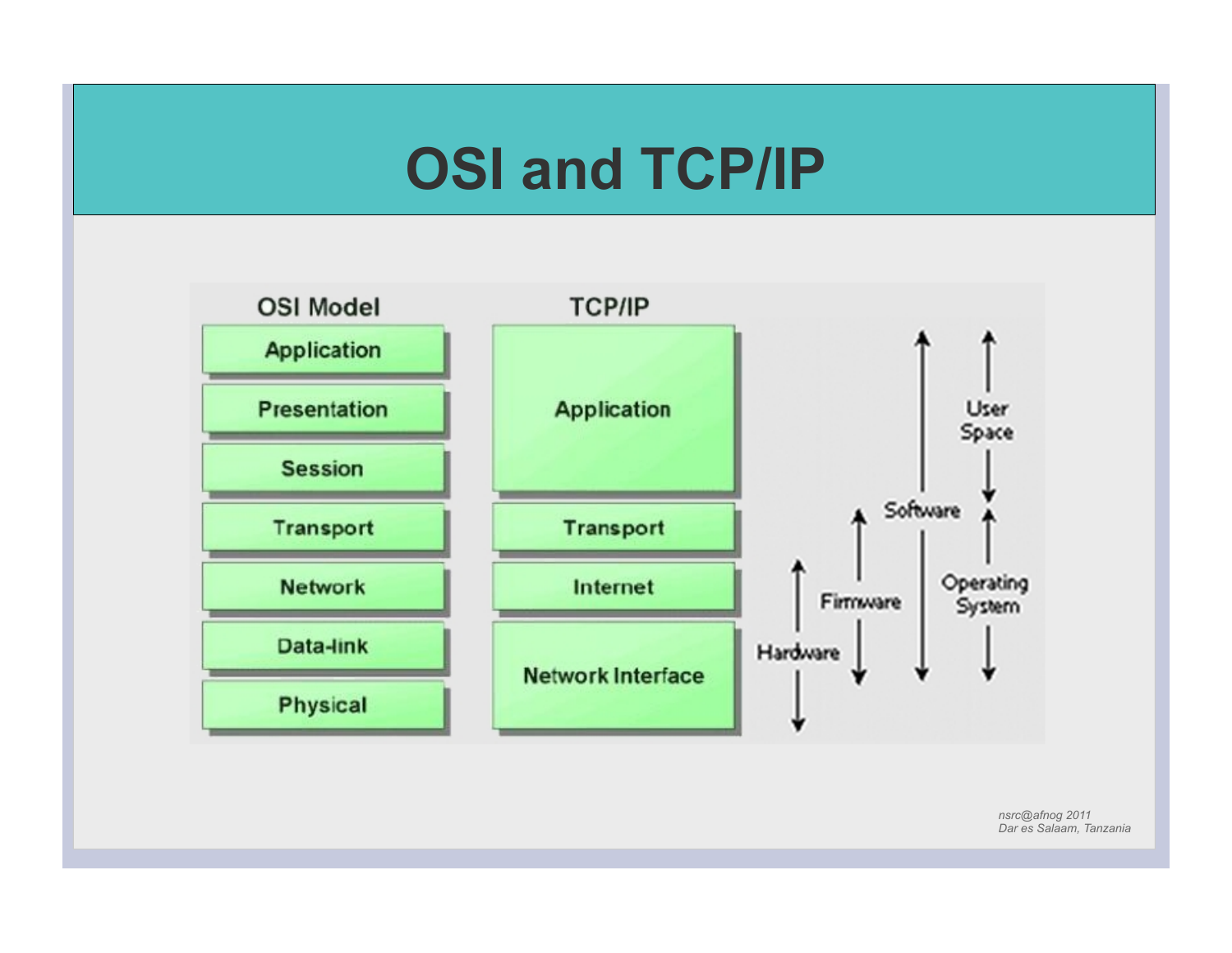# OSI and TCP/IP

| OSI Model | TCP/IP |
| --- | --- |
| Application | Application |
| Presentation | |
| Session | |
| Transport | Transport |
| Network | Internet |
| Data-link | Network Interface |
| Physical | |

Hardware

Firmware

Software

User Space

Operating System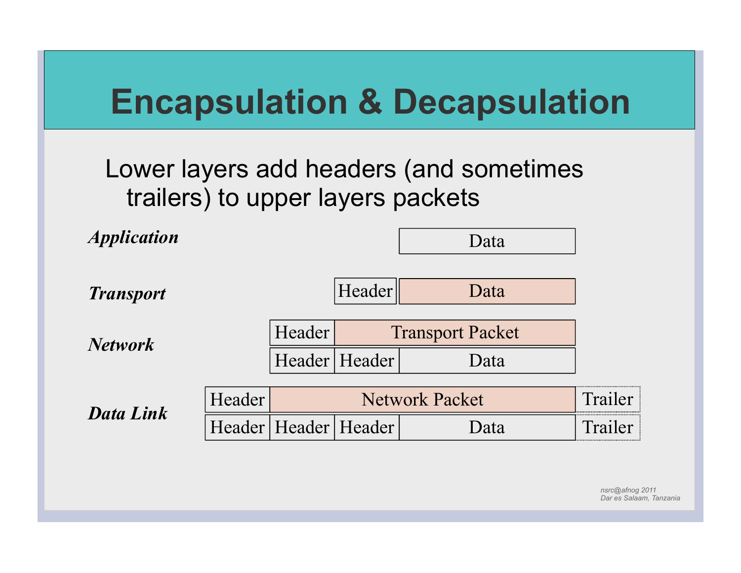# Encapsulation & Decapsulation

Lower layers add headers (and sometimes trailers) to upper layers packets

| Layer | | | | | |
|---|---|---|---|---|---|
| ***Application*** | | | | Data | |
| ***Transport*** | | | Header | Data | |
| ***Network*** | | Header | Transport Packet | | |
| | | Header | Header | Data | |
| ***Data Link*** | Header | Network Packet | | | Trailer |
| | Header | Header | Header | Data | Trailer |

*nsrc@afnog 2011*
*Dar es Salaam, Tanzania*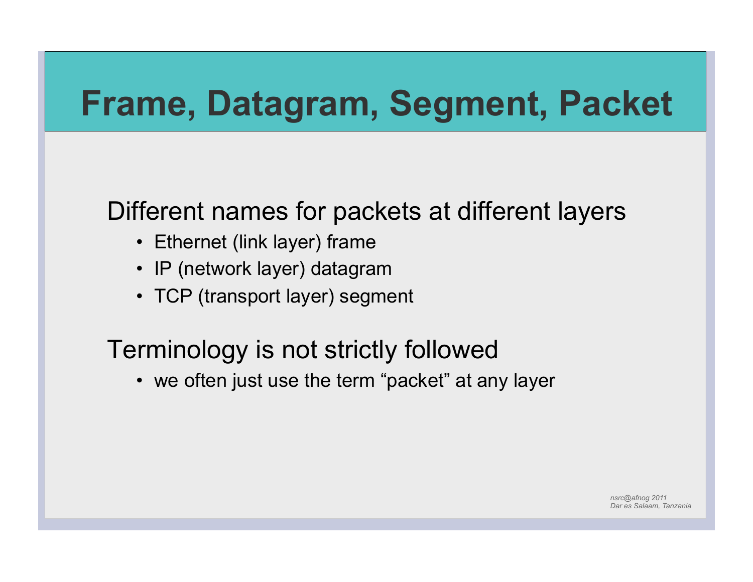# Frame, Datagram, Segment, Packet

Different names for packets at different layers

- Ethernet (link layer) frame
- IP (network layer) datagram
- TCP (transport layer) segment

Terminology is not strictly followed

- we often just use the term “packet” at any layer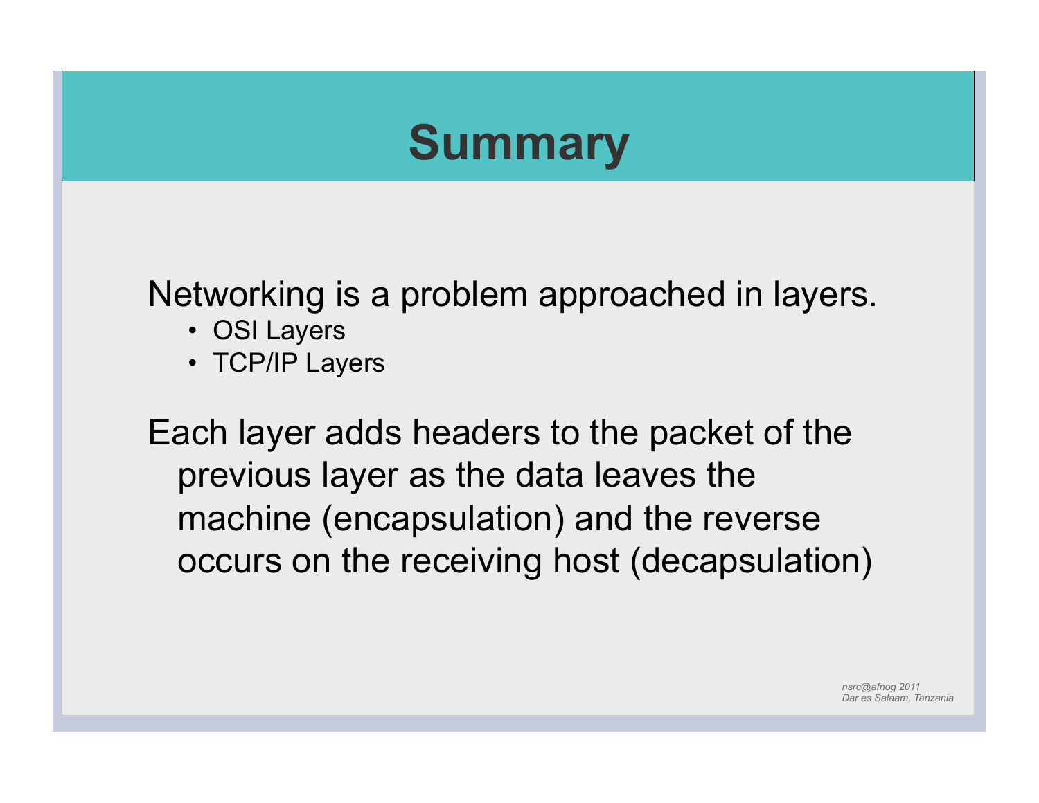# Summary

Networking is a problem approached in layers.

- OSI Layers
- TCP/IP Layers

Each layer adds headers to the packet of the previous layer as the data leaves the machine (encapsulation) and the reverse occurs on the receiving host (decapsulation)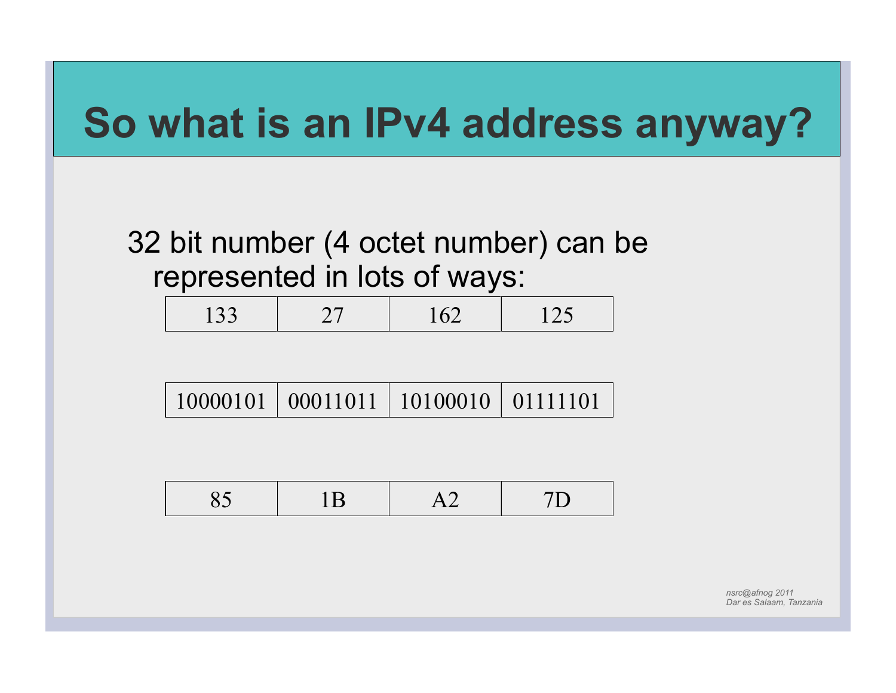# So what is an IPv4 address anyway?

32 bit number (4 octet number) can be represented in lots of ways:

| 133 | 27 | 162 | 125 |
|---|---|---|---|

| 10000101 | 00011011 | 10100010 | 01111101 |
|---|---|---|---|

| 85 | 1B | A2 | 7D |
|---|---|---|---|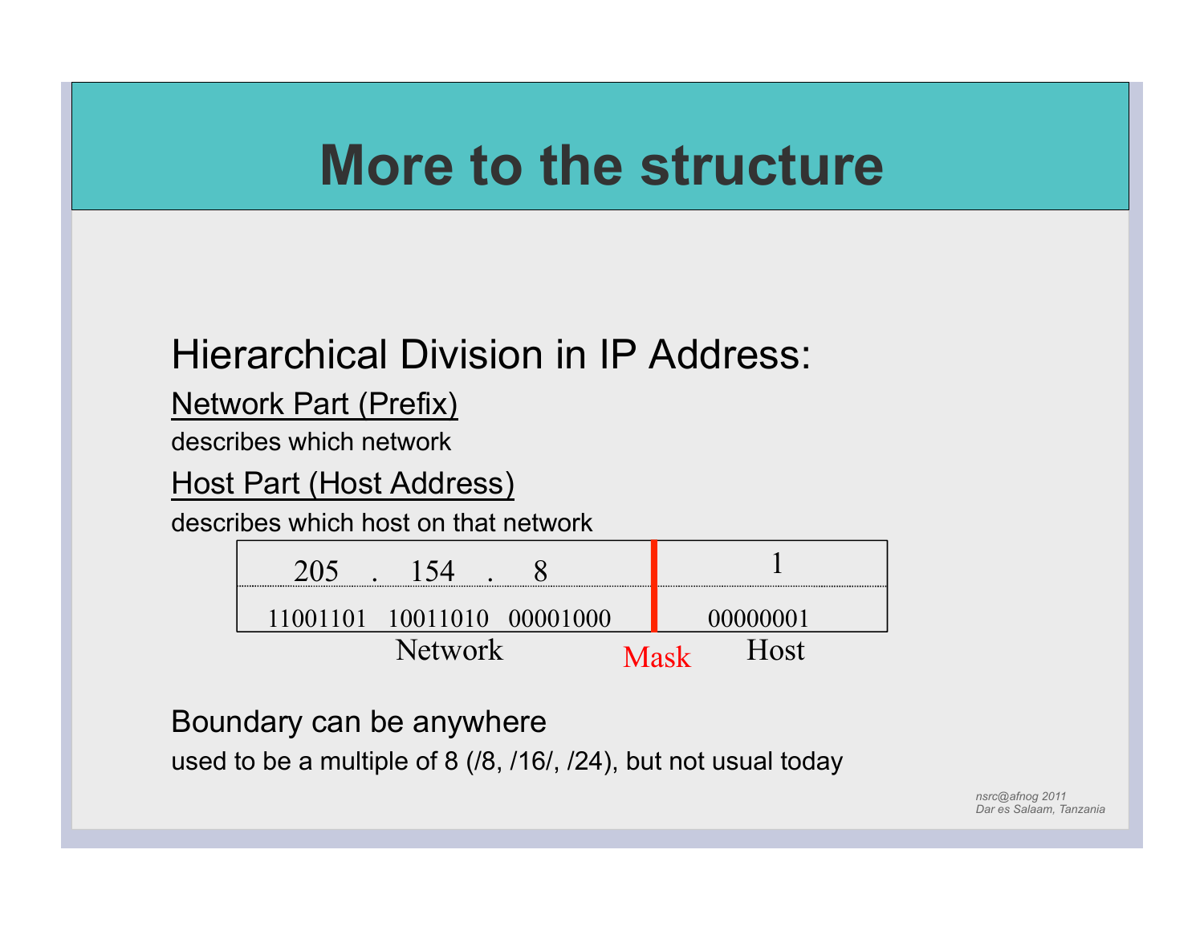# More to the structure

## Hierarchical Division in IP Address:

Network Part (Prefix)

describes which network

Host Part (Host Address)

describes which host on that network

| 205 . 154 . 8 | | 1 |
|---|---|---|
| 11001101 10011010 00001000 | | 00000001 |
| Network | Mask | Host |

Boundary can be anywhere

used to be a multiple of 8 (/8, /16/, /24), but not usual today

*nsrc@afnog 2011*
*Dar es Salaam, Tanzania*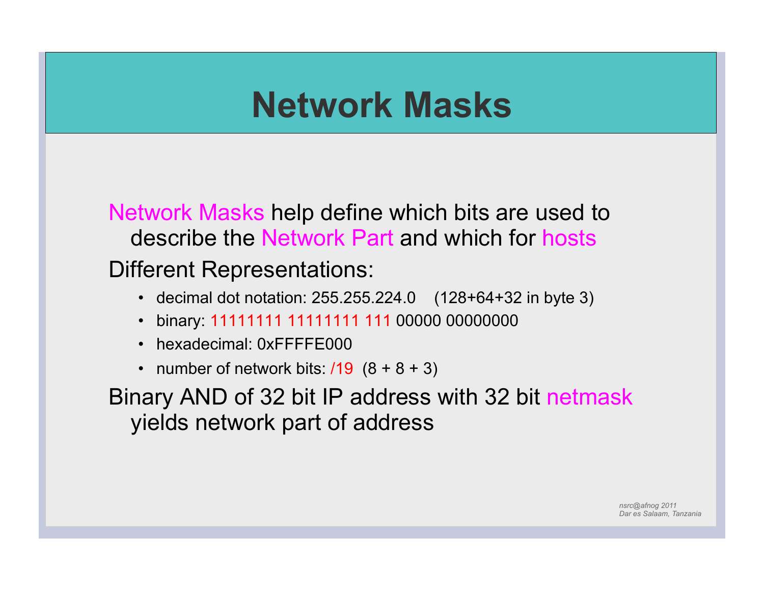# Network Masks

Network Masks help define which bits are used to describe the Network Part and which for hosts

Different Representations:

- decimal dot notation: 255.255.224.0 (128+64+32 in byte 3)
- binary: 11111111 11111111 111 00000 00000000
- hexadecimal: 0xFFFFE000
- number of network bits: /19 (8 + 8 + 3)

Binary AND of 32 bit IP address with 32 bit netmask yields network part of address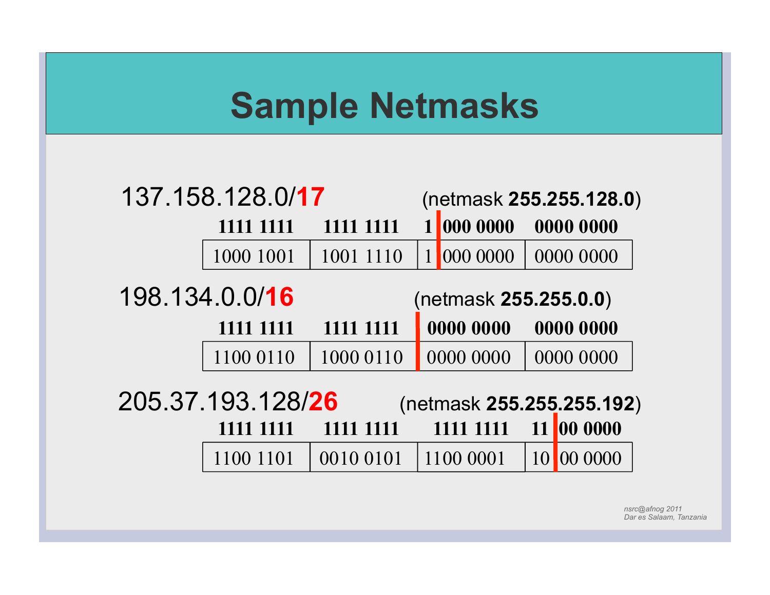# Sample Netmasks

137.158.128.0/**17** (netmask **255.255.128.0**)

| **1111 1111** | **1111 1111** | **1 \| 000 0000** | **0000 0000** |
|---|---|---|---|
| 1000 1001 | 1001 1110 | 1 \| 000 0000 | 0000 0000 |

198.134.0.0/**16** (netmask **255.255.0.0**)

| **1111 1111** | **1111 1111** | **\| 0000 0000** | **0000 0000** |
|---|---|---|---|
| 1100 0110 | 1000 0110 | \| 0000 0000 | 0000 0000 |

205.37.193.128/**26** (netmask **255.255.255.192**)

| **1111 1111** | **1111 1111** | **1111 1111** | **11 \| 00 0000** |
|---|---|---|---|
| 1100 1101 | 0010 0101 | 1100 0001 | 10 \| 00 0000 |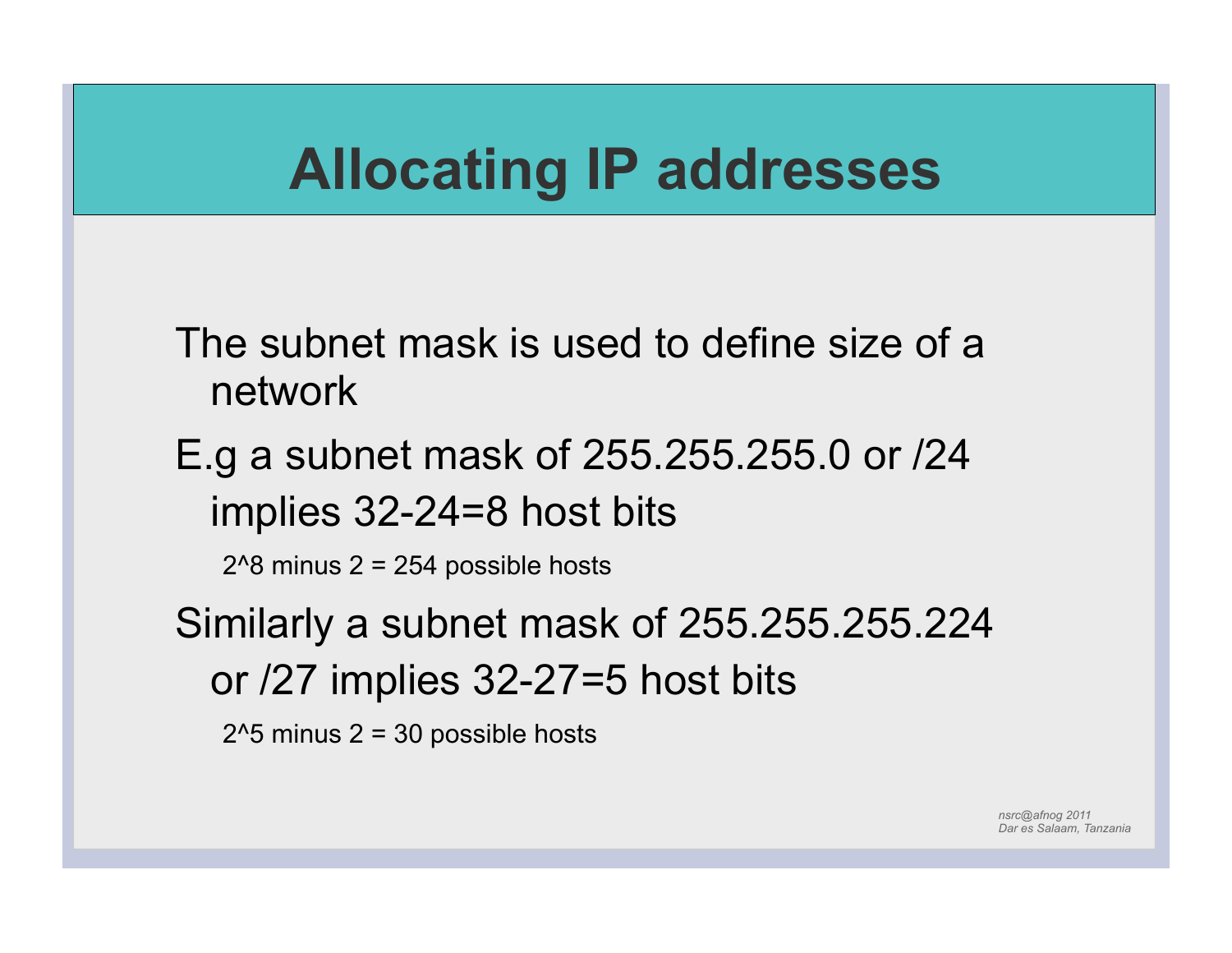# Allocating IP addresses

The subnet mask is used to define size of a network

E.g a subnet mask of 255.255.255.0 or /24 implies 32-24=8 host bits

- 2^8 minus 2 = 254 possible hosts

Similarly a subnet mask of 255.255.255.224 or /27 implies 32-27=5 host bits

- 2^5 minus 2 = 30 possible hosts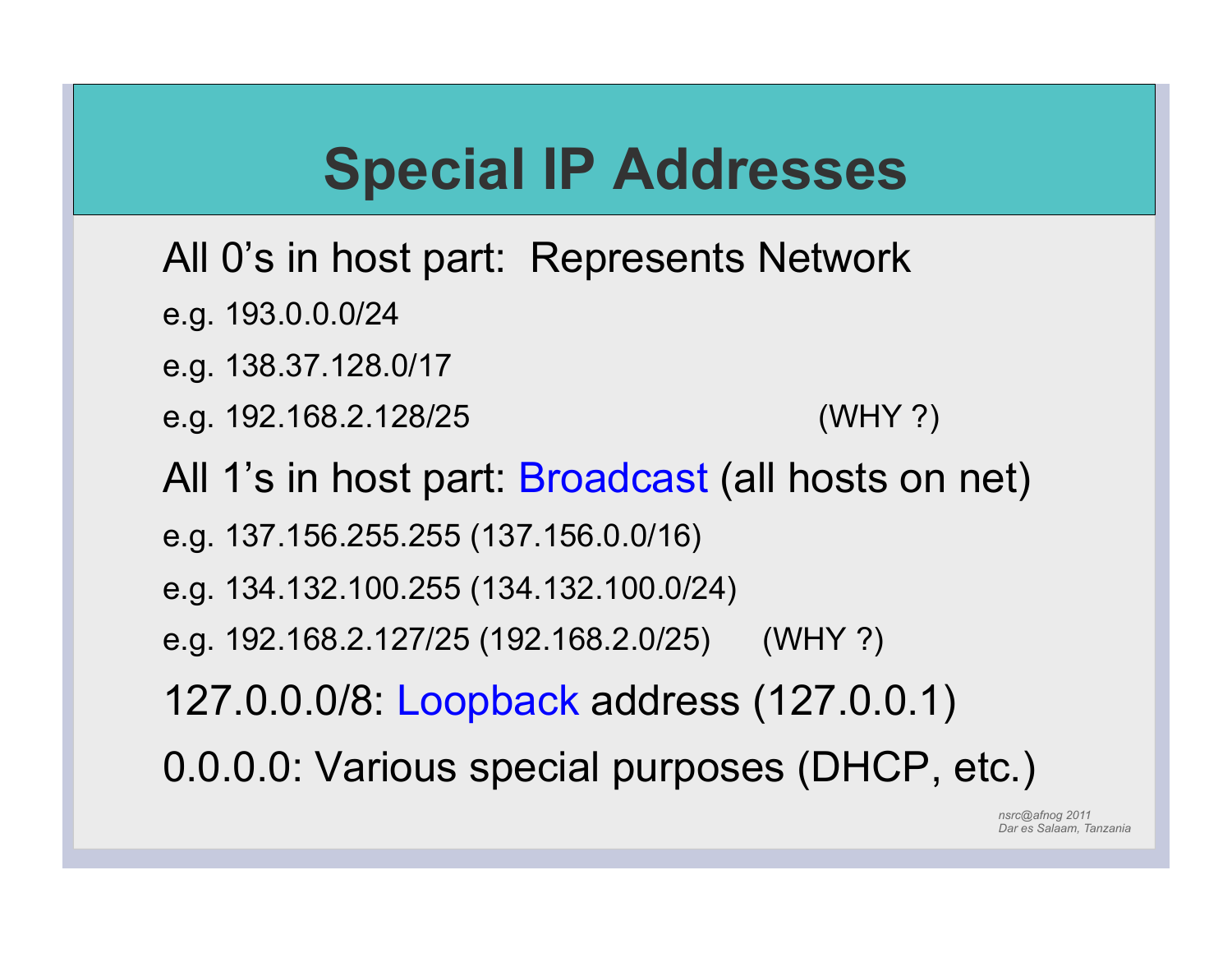# Special IP Addresses

All 0's in host part: Represents Network

- e.g. 193.0.0.0/24
- e.g. 138.37.128.0/17
- e.g. 192.168.2.128/25 (WHY ?)

All 1's in host part: Broadcast (all hosts on net)

- e.g. 137.156.255.255 (137.156.0.0/16)
- e.g. 134.132.100.255 (134.132.100.0/24)
- e.g. 192.168.2.127/25 (192.168.2.0/25) (WHY ?)

127.0.0.0/8: Loopback address (127.0.0.1)

0.0.0.0: Various special purposes (DHCP, etc.)

*nsrc@afnog 2011*
*Dar es Salaam, Tanzania*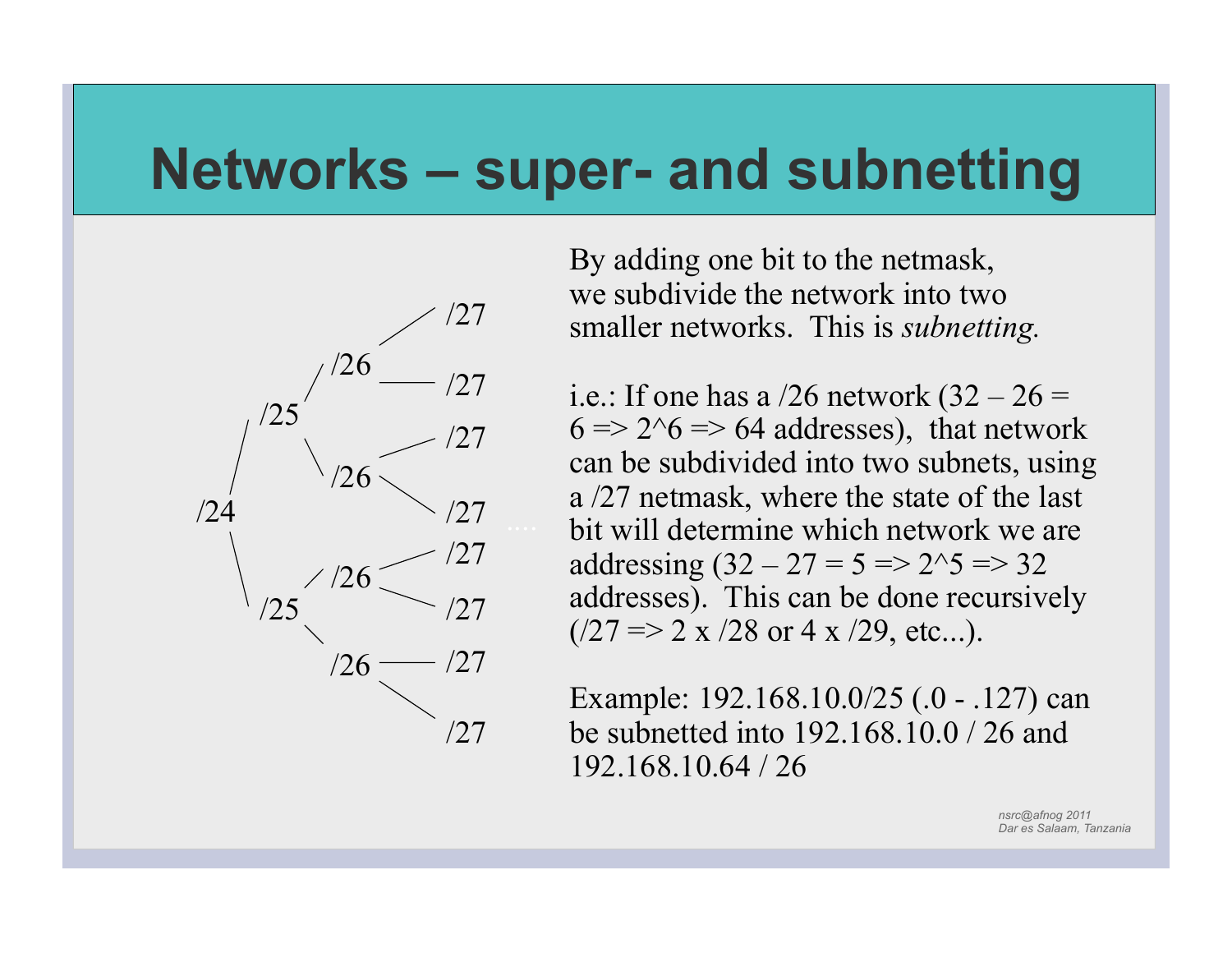# Networks – super- and subnetting

/24
- /25
  - /26
    - /27
    - /27
  - /26
    - /27
    - /27
- /25
  - /26
    - /27
    - /27
  - /26
    - /27
    - /27

....

By adding one bit to the netmask, we subdivide the network into two smaller networks. This is *subnetting.*

i.e.: If one has a /26 network (32 – 26 = 6 => 2^6 => 64 addresses), that network can be subdivided into two subnets, using a /27 netmask, where the state of the last bit will determine which network we are addressing (32 – 27 = 5 => 2^5 => 32 addresses). This can be done recursively (/27 => 2 x /28 or 4 x /29, etc...).

Example: 192.168.10.0/25 (.0 - .127) can be subnetted into 192.168.10.0 / 26 and 192.168.10.64 / 26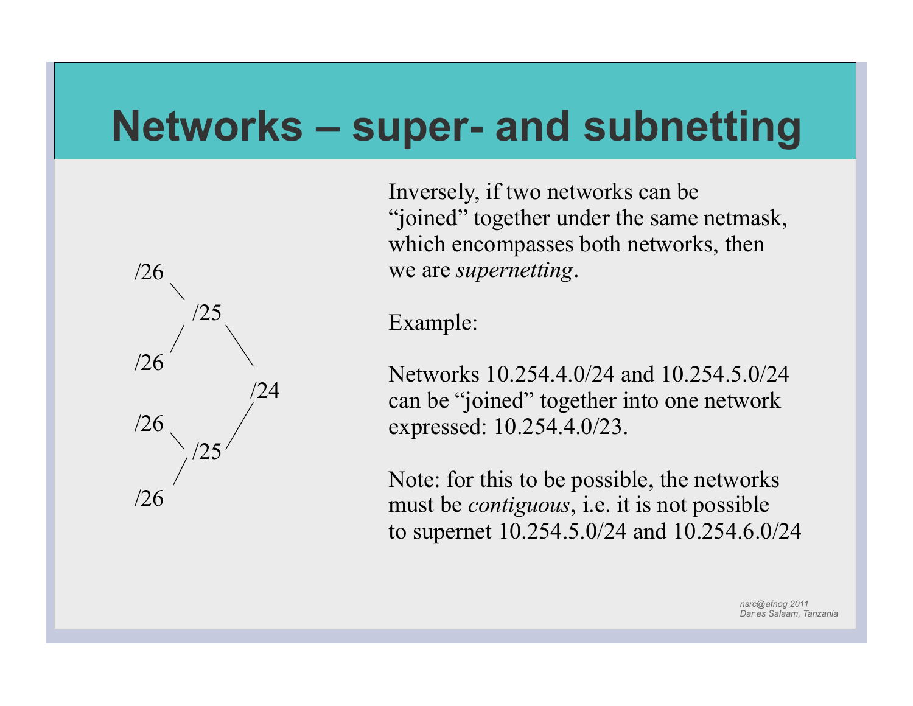# Networks – super- and subnetting

```
/26
    \
     /25
    /    \
/26       \
           /24
/26       /
    \    /
     /25
    /
/26
```

Inversely, if two networks can be "joined" together under the same netmask, which encompasses both networks, then we are *supernetting*.

Example:

Networks 10.254.4.0/24 and 10.254.5.0/24 can be "joined" together into one network expressed: 10.254.4.0/23.

Note: for this to be possible, the networks must be *contiguous*, i.e. it is not possible to supernet 10.254.5.0/24 and 10.254.6.0/24

*nsrc@afnog 2011*
*Dar es Salaam, Tanzania*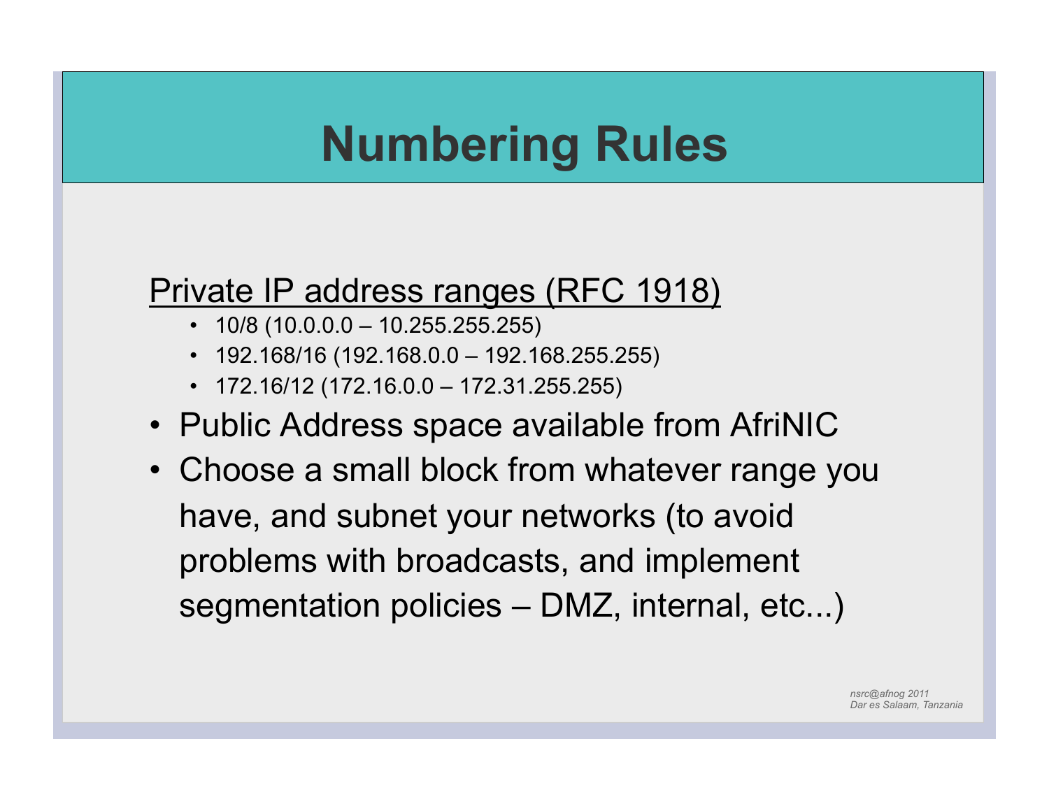# Numbering Rules

<u>Private IP address ranges (RFC 1918)</u>

- 10/8 (10.0.0.0 – 10.255.255.255)
- 192.168/16 (192.168.0.0 – 192.168.255.255)
- 172.16/12 (172.16.0.0 – 172.31.255.255)

- Public Address space available from AfriNIC
- Choose a small block from whatever range you have, and subnet your networks (to avoid problems with broadcasts, and implement segmentation policies – DMZ, internal, etc...)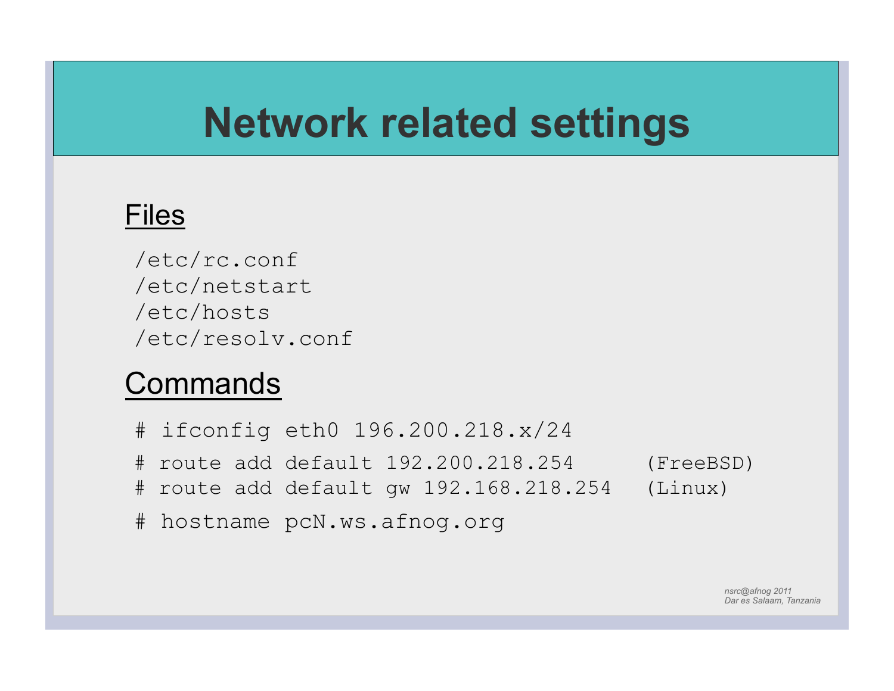# Network related settings

## Files

```
/etc/rc.conf
/etc/netstart
/etc/hosts
/etc/resolv.conf
```

## Commands

```
# ifconfig eth0 196.200.218.x/24
# route add default 192.200.218.254      (FreeBSD)
# route add default gw 192.168.218.254   (Linux)
# hostname pcN.ws.afnog.org
```

*nsrc@afnog 2011*
*Dar es Salaam, Tanzania*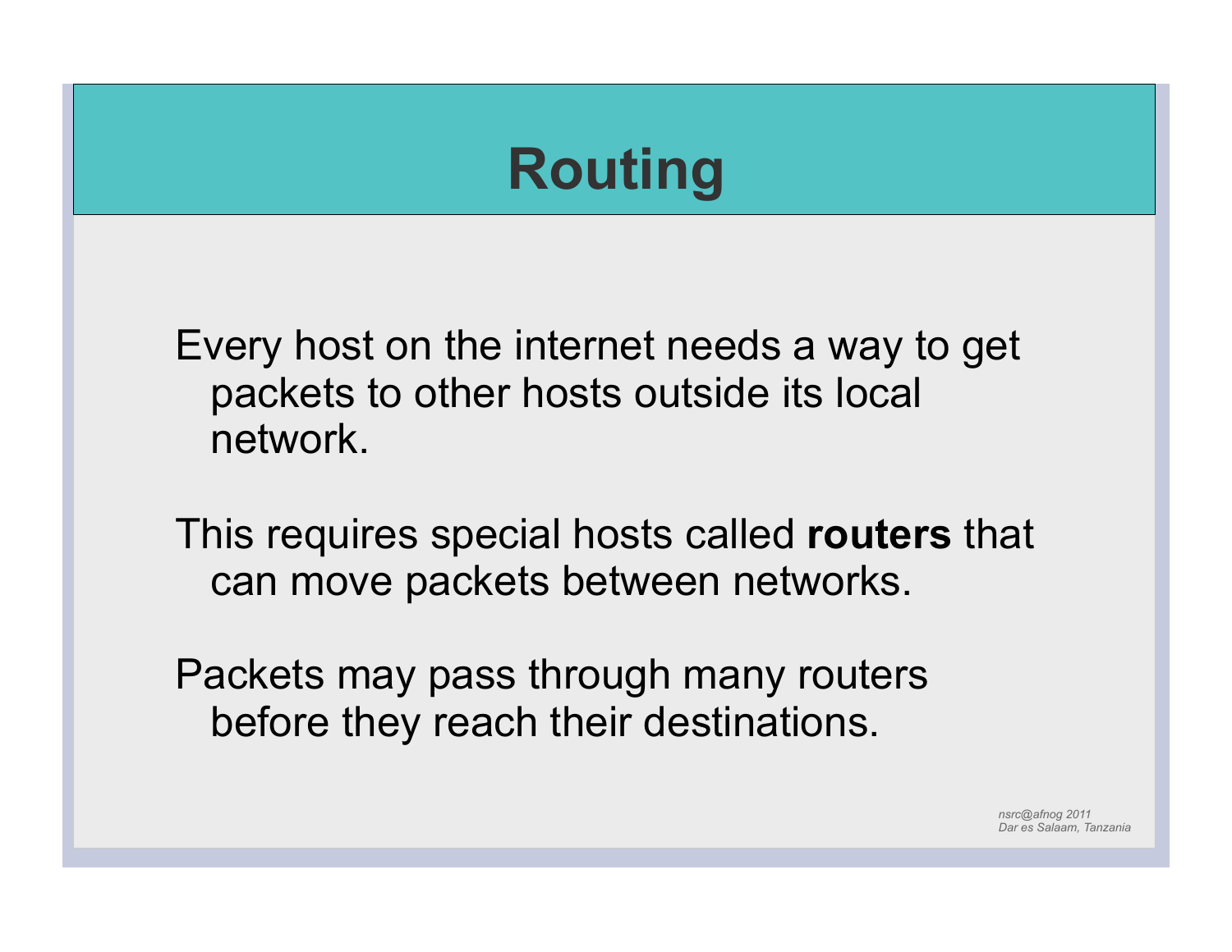# Routing

Every host on the internet needs a way to get packets to other hosts outside its local network.

This requires special hosts called **routers** that can move packets between networks.

Packets may pass through many routers before they reach their destinations.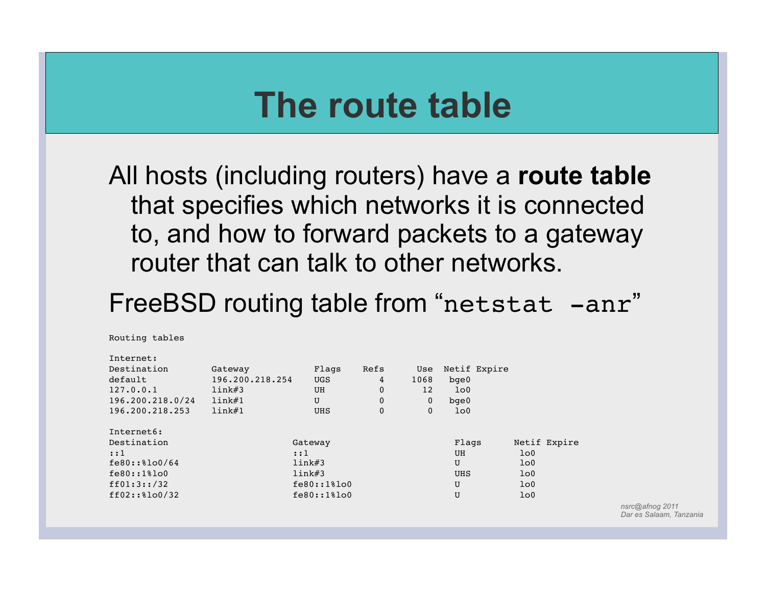# The route table

All hosts (including routers) have a **route table** that specifies which networks it is connected to, and how to forward packets to a gateway router that can talk to other networks.

FreeBSD routing table from "`netstat -anr`"

```
Routing tables

Internet:
Destination        Gateway            Flags    Refs      Use  Netif Expire
default            196.200.218.254    UGS         4     1068   bge0
127.0.0.1          link#3             UH          0       12    lo0
196.200.218.0/24   link#1             U           0        0   bge0
196.200.218.253    link#1             UHS         0        0    lo0

Internet6:
Destination                       Gateway                       Flags      Netif Expire
::1                               ::1                           UH          lo0
fe80::%lo0/64                     link#3                        U           lo0
fe80::1%lo0                       link#3                        UHS         lo0
ff01:3::/32                       fe80::1%lo0                   U           lo0
ff02::%lo0/32                     fe80::1%lo0                   U           lo0
```

*nsrc@afnog 2011*
*Dar es Salaam, Tanzania*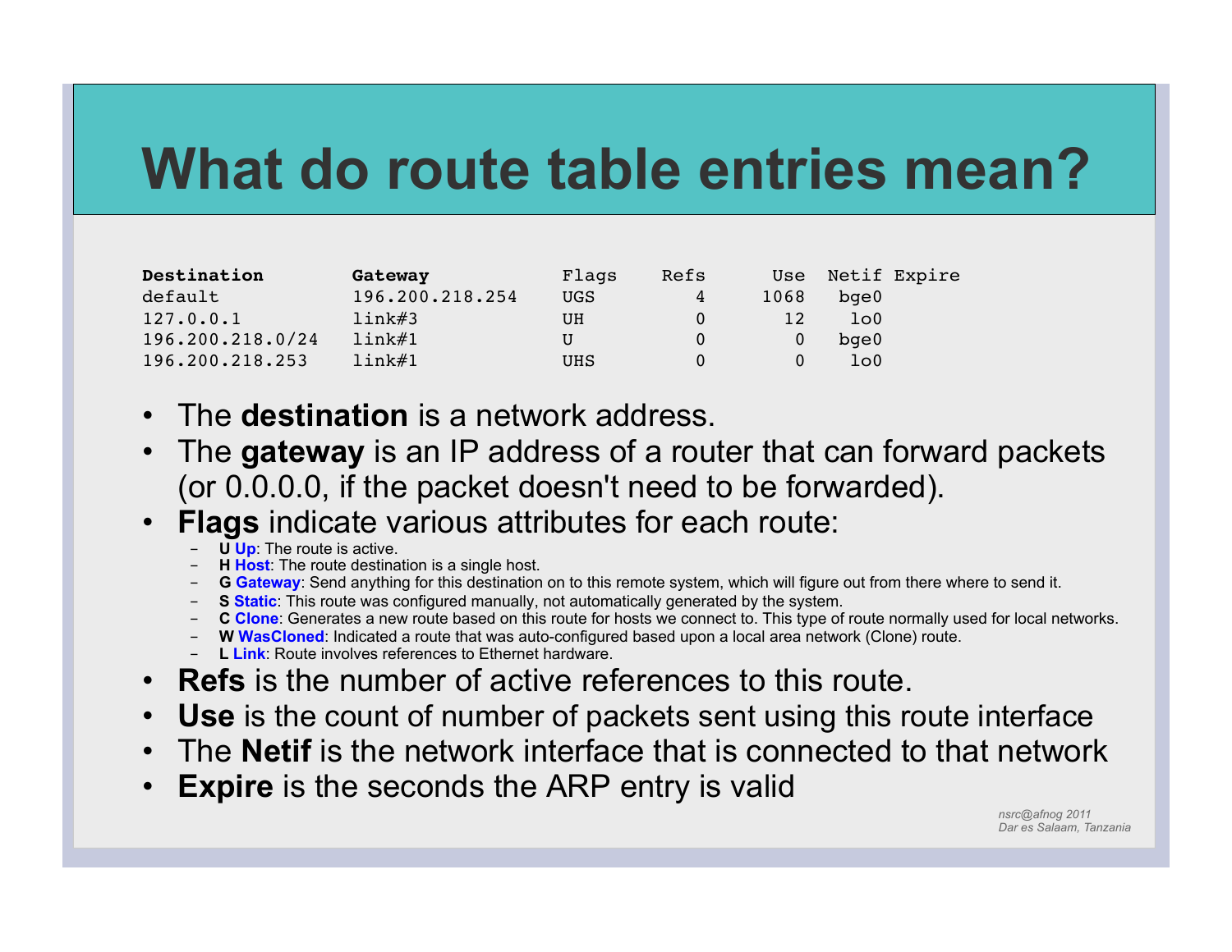# What do route table entries mean?

| Destination | Gateway | Flags | Refs | Use | Netif | Expire |
|---|---|---|---|---|---|---|
| default | 196.200.218.254 | UGS | 4 | 1068 | bge0 | |
| 127.0.0.1 | link#3 | UH | 0 | 12 | lo0 | |
| 196.200.218.0/24 | link#1 | U | 0 | 0 | bge0 | |
| 196.200.218.253 | link#1 | UHS | 0 | 0 | lo0 | |

- The **destination** is a network address.
- The **gateway** is an IP address of a router that can forward packets (or 0.0.0.0, if the packet doesn't need to be forwarded).
- **Flags** indicate various attributes for each route:
  - **U Up**: The route is active.
  - **H Host**: The route destination is a single host.
  - **G Gateway**: Send anything for this destination on to this remote system, which will figure out from there where to send it.
  - **S Static**: This route was configured manually, not automatically generated by the system.
  - **C Clone**: Generates a new route based on this route for hosts we connect to. This type of route normally used for local networks.
  - **W WasCloned**: Indicated a route that was auto-configured based upon a local area network (Clone) route.
  - **L Link**: Route involves references to Ethernet hardware.
- **Refs** is the number of active references to this route.
- **Use** is the count of number of packets sent using this route interface
- The **Netif** is the network interface that is connected to that network
- **Expire** is the seconds the ARP entry is valid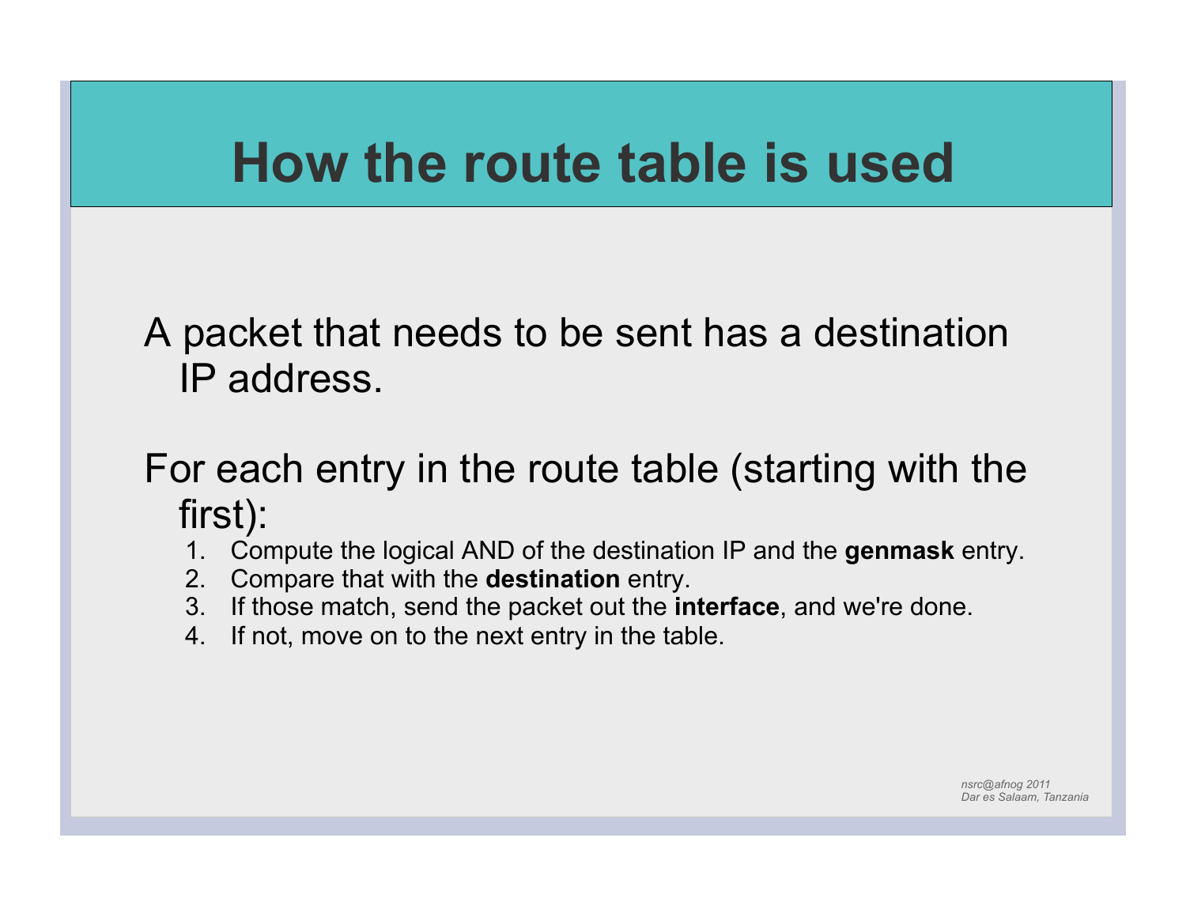# How the route table is used

A packet that needs to be sent has a destination IP address.

For each entry in the route table (starting with the first):

1. Compute the logical AND of the destination IP and the **genmask** entry.
2. Compare that with the **destination** entry.
3. If those match, send the packet out the **interface**, and we're done.
4. If not, move on to the next entry in the table.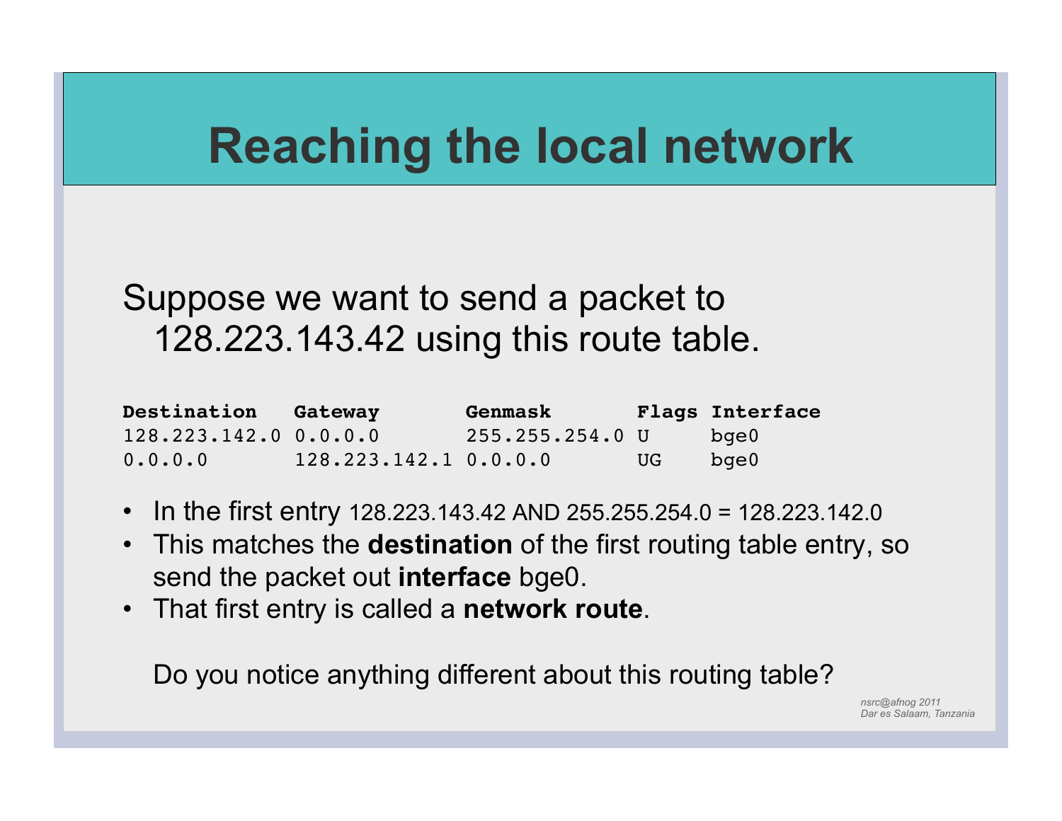# Reaching the local network

Suppose we want to send a packet to 128.223.143.42 using this route table.

| Destination | Gateway | Genmask | Flags | Interface |
|---|---|---|---|---|
| 128.223.142.0 | 0.0.0.0 | 255.255.254.0 | U | bge0 |
| 0.0.0.0 | 128.223.142.1 | 0.0.0.0 | UG | bge0 |

- In the first entry 128.223.143.42 AND 255.255.254.0 = 128.223.142.0
- This matches the **destination** of the first routing table entry, so send the packet out **interface** bge0.
- That first entry is called a **network route**.

Do you notice anything different about this routing table?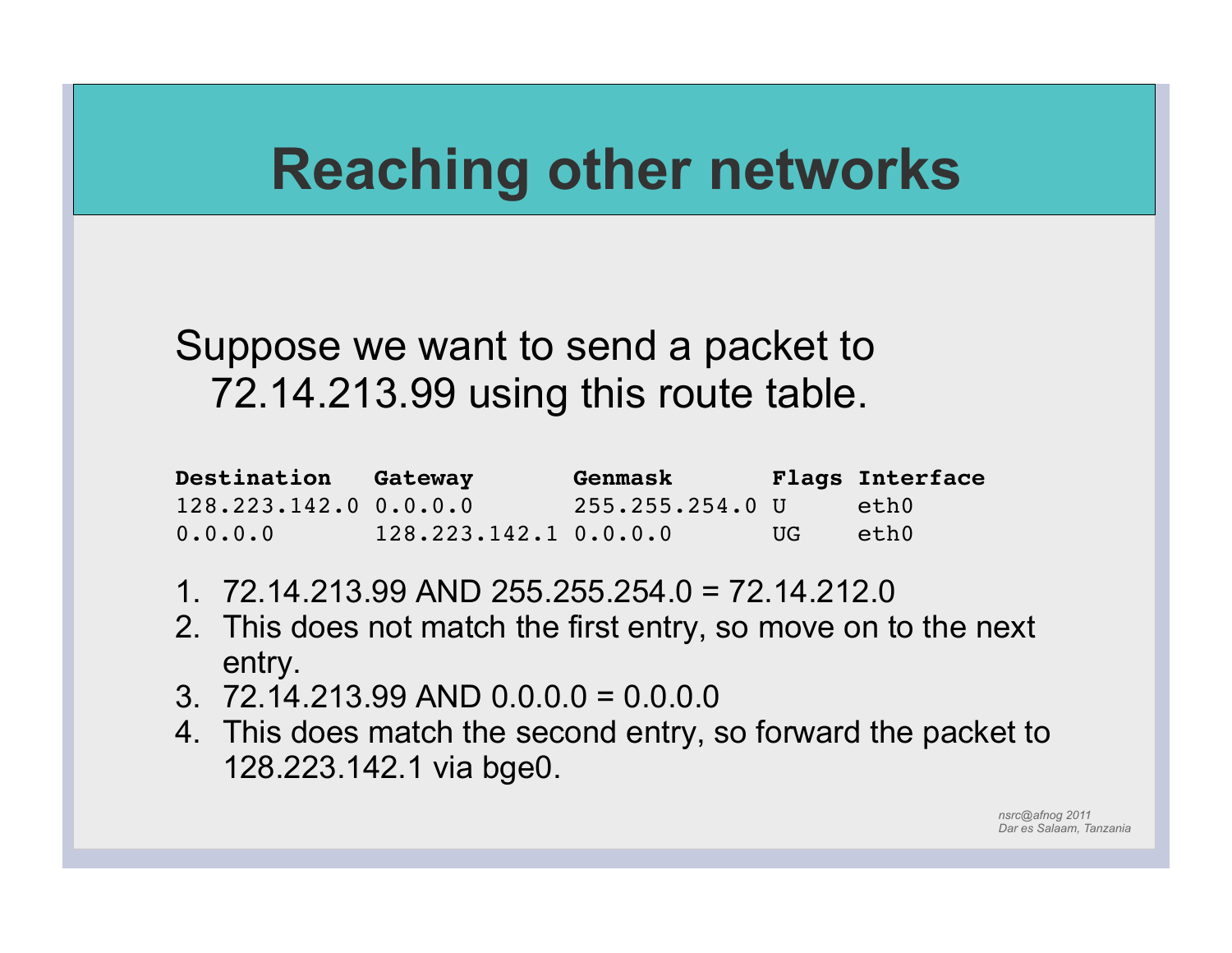# Reaching other networks

Suppose we want to send a packet to 72.14.213.99 using this route table.

| Destination | Gateway | Genmask | Flags | Interface |
|---|---|---|---|---|
| 128.223.142.0 | 0.0.0.0 | 255.255.254.0 | U | eth0 |
| 0.0.0.0 | 128.223.142.1 | 0.0.0.0 | UG | eth0 |

1. 72.14.213.99 AND 255.255.254.0 = 72.14.212.0
2. This does not match the first entry, so move on to the next entry.
3. 72.14.213.99 AND 0.0.0.0 = 0.0.0.0
4. This does match the second entry, so forward the packet to 128.223.142.1 via bge0.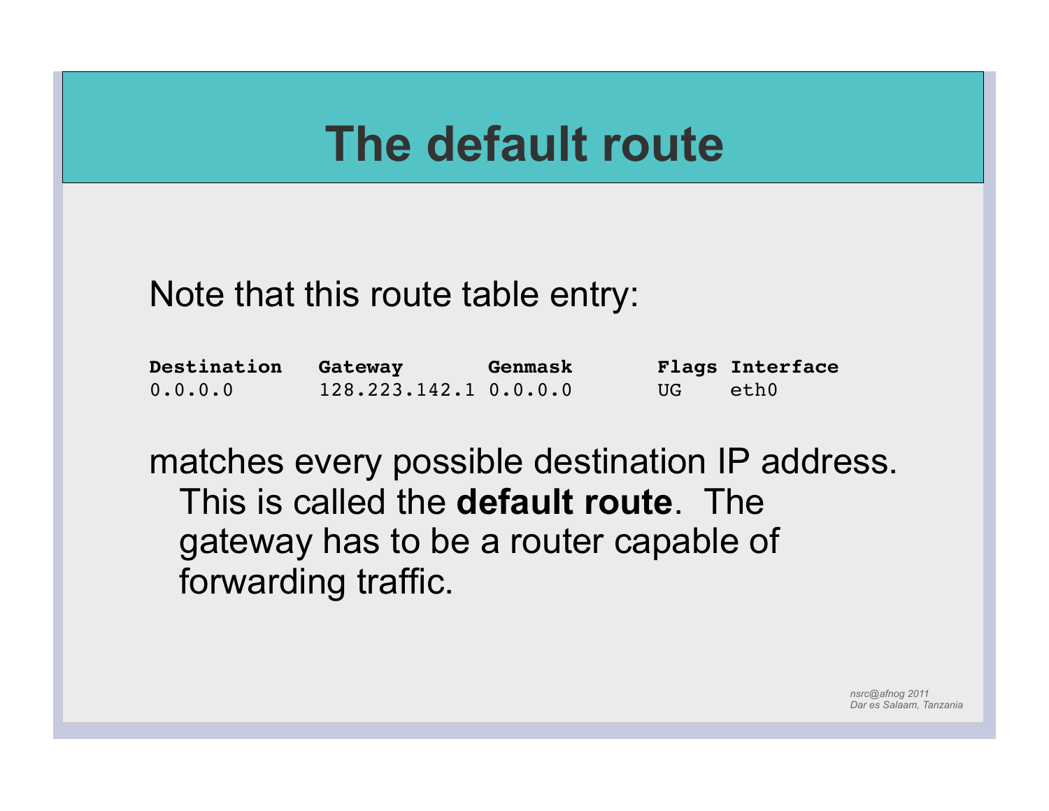# The default route

Note that this route table entry:

| Destination | Gateway | Genmask | Flags | Interface |
|---|---|---|---|---|
| 0.0.0.0 | 128.223.142.1 | 0.0.0.0 | UG | eth0 |

matches every possible destination IP address. This is called the **default route**. The gateway has to be a router capable of forwarding traffic.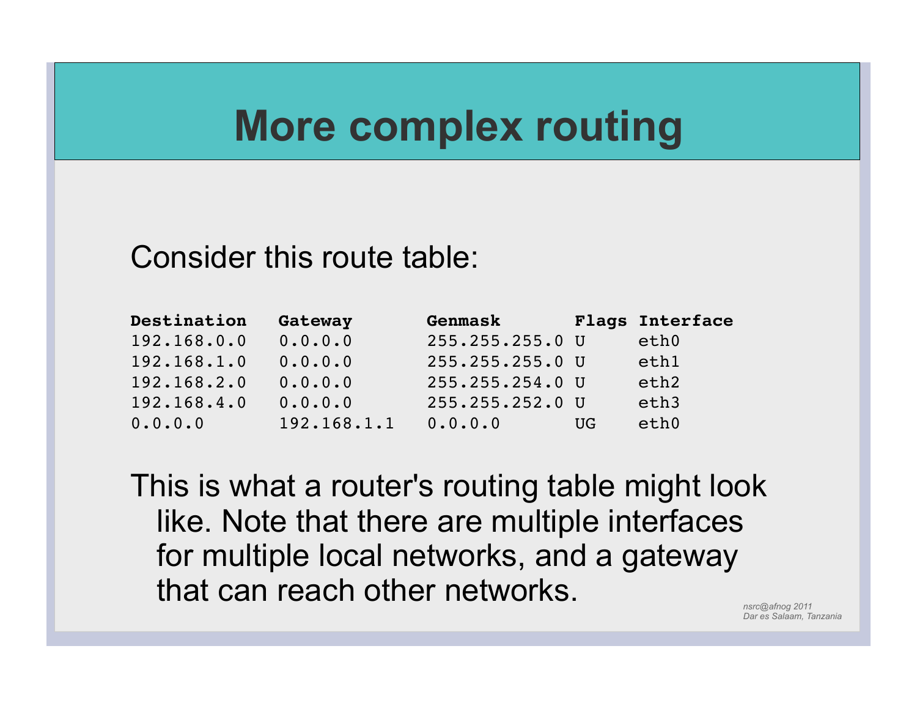# More complex routing

Consider this route table:

| Destination | Gateway | Genmask | Flags | Interface |
|---|---|---|---|---|
| 192.168.0.0 | 0.0.0.0 | 255.255.255.0 | U | eth0 |
| 192.168.1.0 | 0.0.0.0 | 255.255.255.0 | U | eth1 |
| 192.168.2.0 | 0.0.0.0 | 255.255.254.0 | U | eth2 |
| 192.168.4.0 | 0.0.0.0 | 255.255.252.0 | U | eth3 |
| 0.0.0.0 | 192.168.1.1 | 0.0.0.0 | UG | eth0 |

This is what a router's routing table might look like. Note that there are multiple interfaces for multiple local networks, and a gateway that can reach other networks.

*nsrc@afnog 2011*
*Dar es Salaam, Tanzania*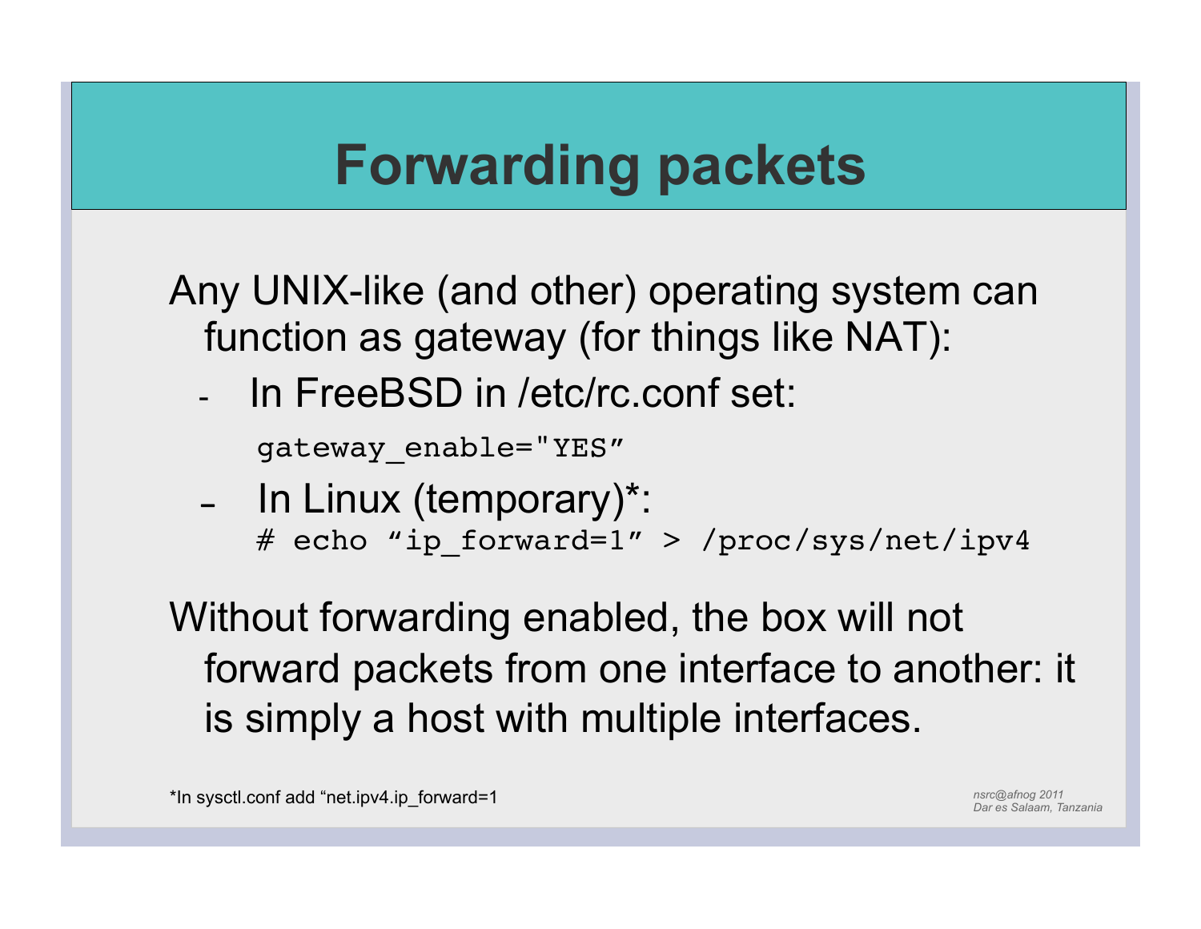# Forwarding packets

Any UNIX-like (and other) operating system can function as gateway (for things like NAT):

- In FreeBSD in /etc/rc.conf set:

```
gateway_enable="YES”
```

- In Linux (temporary)*:

```
# echo “ip_forward=1” > /proc/sys/net/ipv4
```

Without forwarding enabled, the box will not forward packets from one interface to another: it is simply a host with multiple interfaces.

*In sysctl.conf add “net.ipv4.ip_forward=1